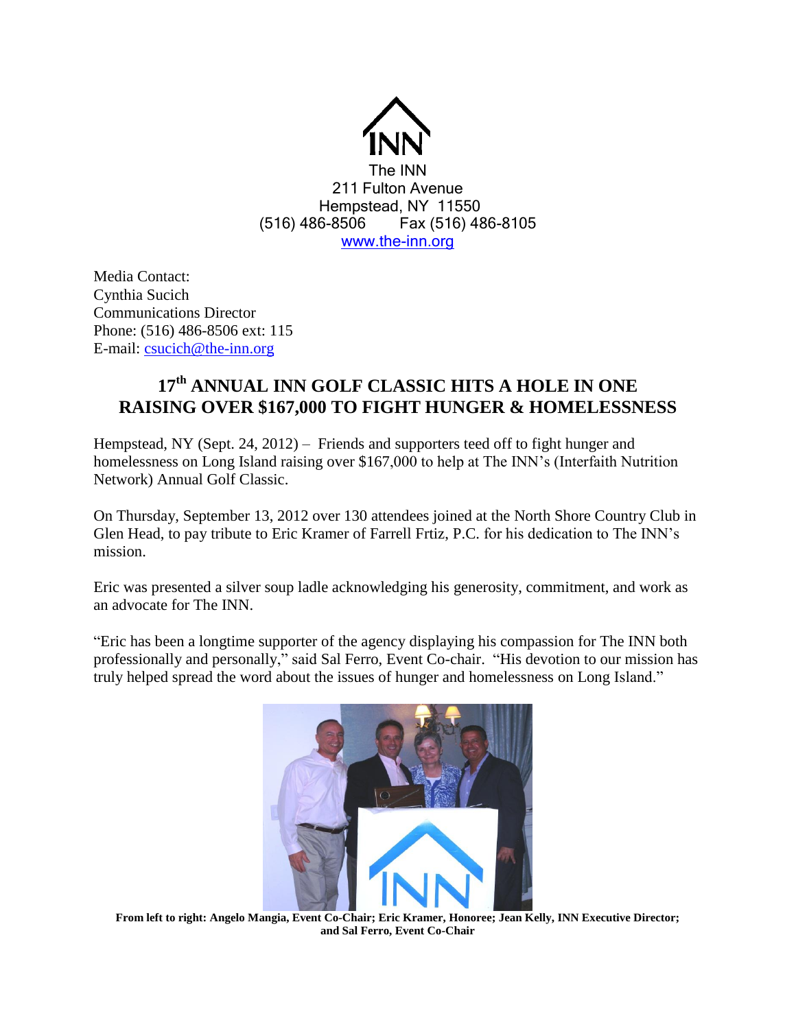The INN
211 Fulton Avenue
Hempstead, NY 11550
(516) 486-8506 Fax (516) 486-8105
www.the-inn.org

Media Contact:
Cynthia Sucich
Communications Director
Phone: (516) 486-8506 ext: 115
E-mail: csucich@the-inn.org

# 17th ANNUAL INN GOLF CLASSIC HITS A HOLE IN ONE RAISING OVER $167,000 TO FIGHT HUNGER & HOMELESSNESS

Hempstead, NY (Sept. 24, 2012) – Friends and supporters teed off to fight hunger and homelessness on Long Island raising over $167,000 to help at The INN's (Interfaith Nutrition Network) Annual Golf Classic.

On Thursday, September 13, 2012 over 130 attendees joined at the North Shore Country Club in Glen Head, to pay tribute to Eric Kramer of Farrell Frtiz, P.C. for his dedication to The INN's mission.

Eric was presented a silver soup ladle acknowledging his generosity, commitment, and work as an advocate for The INN.

"Eric has been a longtime supporter of the agency displaying his compassion for The INN both professionally and personally," said Sal Ferro, Event Co-chair. "His devotion to our mission has truly helped spread the word about the issues of hunger and homelessness on Long Island."

**From left to right: Angelo Mangia, Event Co-Chair; Eric Kramer, Honoree; Jean Kelly, INN Executive Director; and Sal Ferro, Event Co-Chair**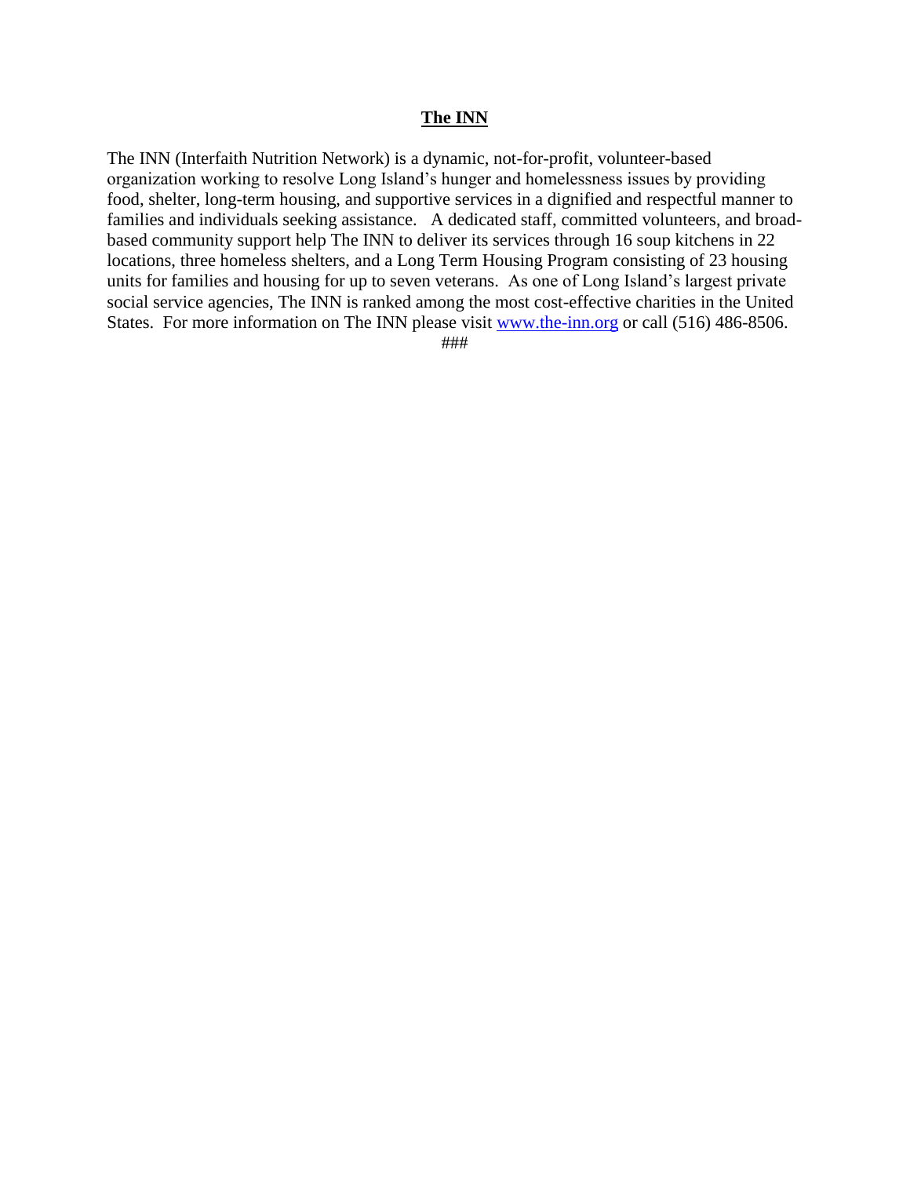**The INN**

The INN (Interfaith Nutrition Network) is a dynamic, not-for-profit, volunteer-based organization working to resolve Long Island's hunger and homelessness issues by providing food, shelter, long-term housing, and supportive services in a dignified and respectful manner to families and individuals seeking assistance. A dedicated staff, committed volunteers, and broad-based community support help The INN to deliver its services through 16 soup kitchens in 22 locations, three homeless shelters, and a Long Term Housing Program consisting of 23 housing units for families and housing for up to seven veterans. As one of Long Island's largest private social service agencies, The INN is ranked among the most cost-effective charities in the United States. For more information on The INN please visit [www.the-inn.org](http://www.the-inn.org) or call (516) 486-8506.

###